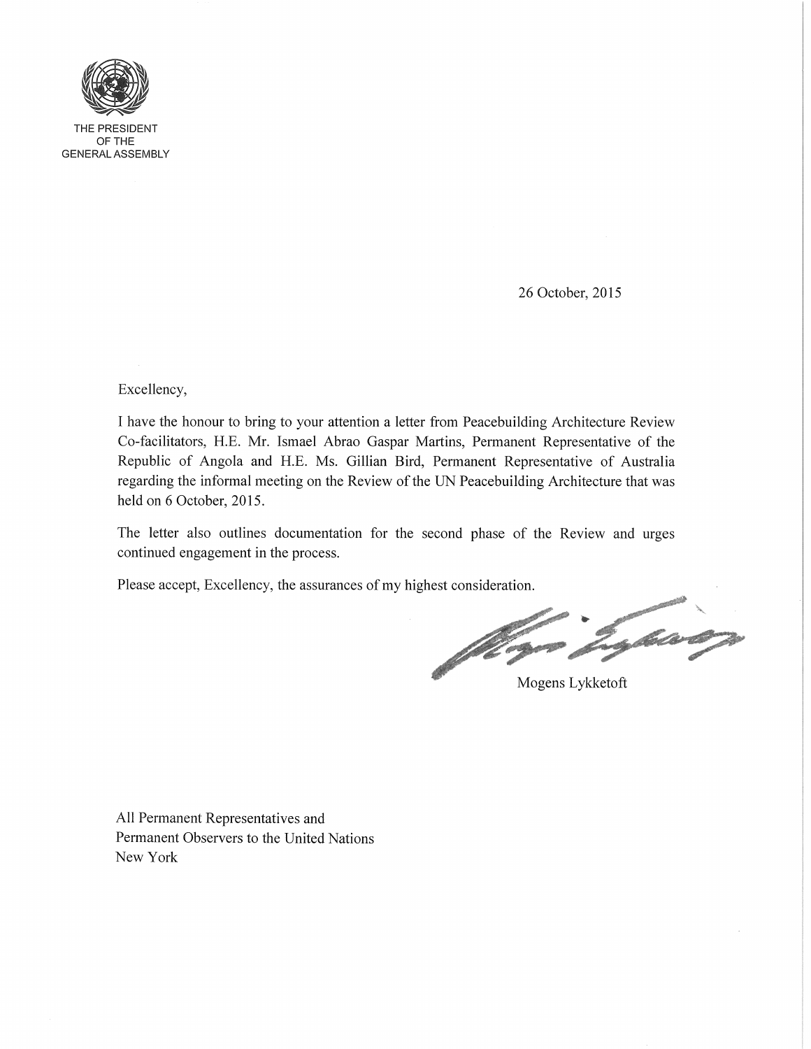THE PRESIDENT
OF THE
GENERAL ASSEMBLY

26 October, 2015

Excellency,

I have the honour to bring to your attention a letter from Peacebuilding Architecture Review Co-facilitators, H.E. Mr. Ismael Abrao Gaspar Martins, Permanent Representative of the Republic of Angola and H.E. Ms. Gillian Bird, Permanent Representative of Australia regarding the informal meeting on the Review of the UN Peacebuilding Architecture that was held on 6 October, 2015.

The letter also outlines documentation for the second phase of the Review and urges continued engagement in the process.

Please accept, Excellency, the assurances of my highest consideration.

Mogens Lykketoft

All Permanent Representatives and
Permanent Observers to the United Nations
New York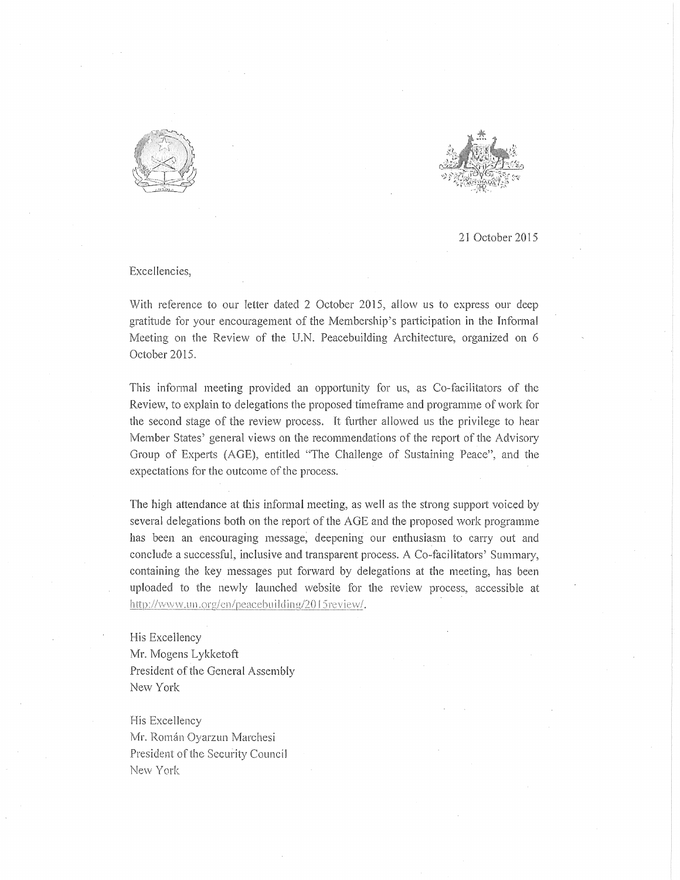21 October 2015

Excellencies,

With reference to our letter dated 2 October 2015, allow us to express our deep gratitude for your encouragement of the Membership's participation in the Informal Meeting on the Review of the U.N. Peacebuilding Architecture, organized on 6 October 2015.

This informal meeting provided an opportunity for us, as Co-facilitators of the Review, to explain to delegations the proposed timeframe and programme of work for the second stage of the review process. It further allowed us the privilege to hear Member States' general views on the recommendations of the report of the Advisory Group of Experts (AGE), entitled "The Challenge of Sustaining Peace", and the expectations for the outcome of the process.

The high attendance at this informal meeting, as well as the strong support voiced by several delegations both on the report of the AGE and the proposed work programme has been an encouraging message, deepening our enthusiasm to carry out and conclude a successful, inclusive and transparent process. A Co-facilitators' Summary, containing the key messages put forward by delegations at the meeting, has been uploaded to the newly launched website for the review process, accessible at http://www.un.org/en/peacebuilding/2015review/.

His Excellency
Mr. Mogens Lykketoft
President of the General Assembly
New York

His Excellency
Mr. Román Oyarzun Marchesi
President of the Security Council
New York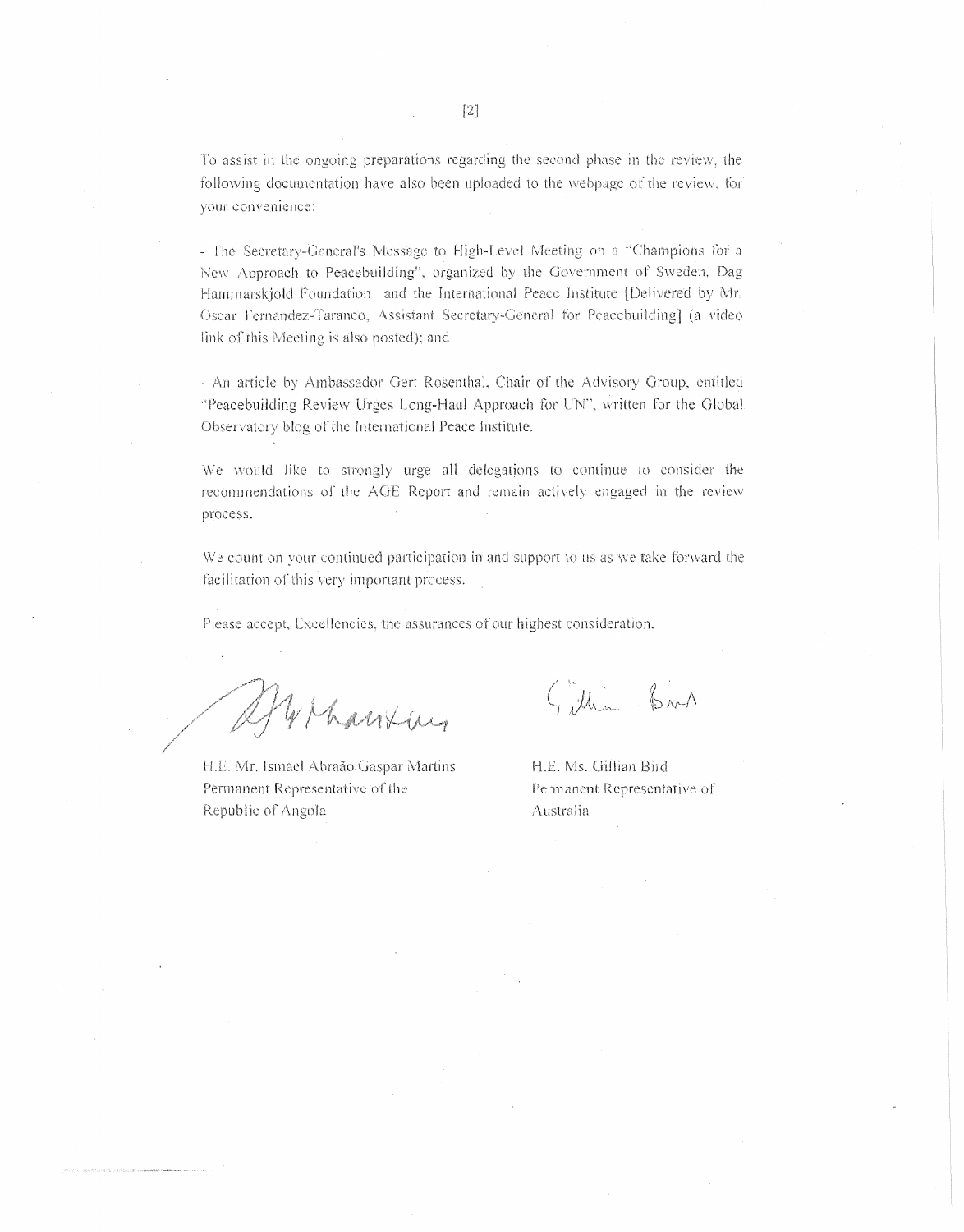To assist in the ongoing preparations regarding the second phase in the review, the following documentation have also been uploaded to the webpage of the review, for your convenience:

- The Secretary-General's Message to High-Level Meeting on a "Champions for a New Approach to Peacebuilding", organized by the Government of Sweden, Dag Hammarskjold Foundation and the International Peace Institute [Delivered by Mr. Oscar Fernandez-Taranco, Assistant Secretary-General for Peacebuilding] (a video link of this Meeting is also posted); and

- An article by Ambassador Gert Rosenthal, Chair of the Advisory Group, entitled "Peacebuilding Review Urges Long-Haul Approach for UN", written for the Global Observatory blog of the International Peace Institute.

We would like to strongly urge all delegations to continue to consider the recommendations of the AGE Report and remain actively engaged in the review process.

We count on your continued participation in and support to us as we take forward the facilitation of this very important process.

Please accept, Excellencies, the assurances of our highest consideration.

| | |
|---|---|
| H.E. Mr. Ismael Abraão Gaspar Martins<br>Permanent Representative of the Republic of Angola | H.E. Ms. Gillian Bird<br>Permanent Representative of Australia |